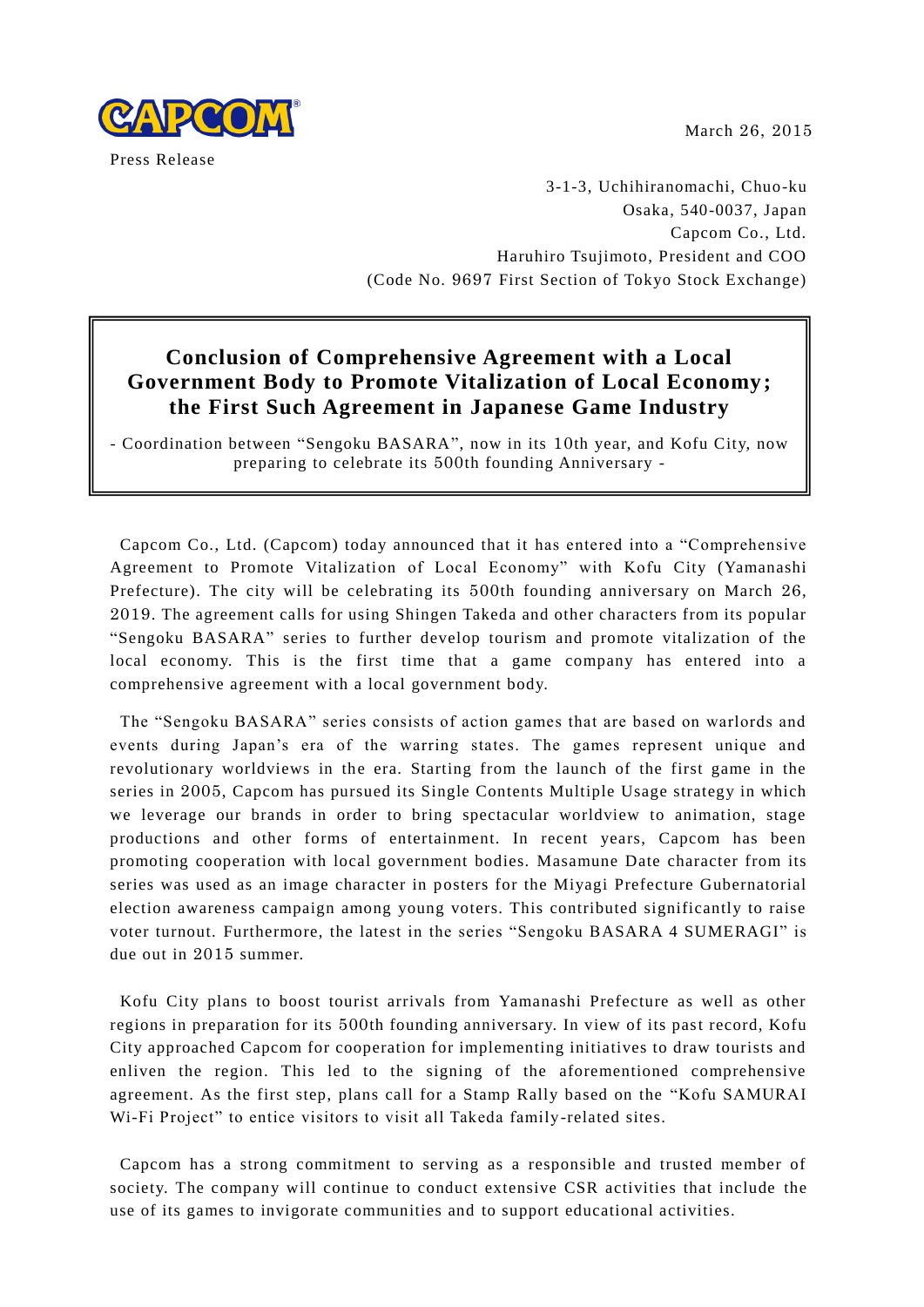CAPCOM

March 26, 2015

Press Release

3-1-3, Uchihiranomachi, Chuo-ku
Osaka, 540-0037, Japan
Capcom Co., Ltd.
Haruhiro Tsujimoto, President and COO
(Code No. 9697 First Section of Tokyo Stock Exchange)

# Conclusion of Comprehensive Agreement with a Local Government Body to Promote Vitalization of Local Economy; the First Such Agreement in Japanese Game Industry

- Coordination between "Sengoku BASARA", now in its 10th year, and Kofu City, now preparing to celebrate its 500th founding Anniversary -

Capcom Co., Ltd. (Capcom) today announced that it has entered into a "Comprehensive Agreement to Promote Vitalization of Local Economy" with Kofu City (Yamanashi Prefecture). The city will be celebrating its 500th founding anniversary on March 26, 2019. The agreement calls for using Shingen Takeda and other characters from its popular "Sengoku BASARA" series to further develop tourism and promote vitalization of the local economy. This is the first time that a game company has entered into a comprehensive agreement with a local government body.

The "Sengoku BASARA" series consists of action games that are based on warlords and events during Japan's era of the warring states. The games represent unique and revolutionary worldviews in the era. Starting from the launch of the first game in the series in 2005, Capcom has pursued its Single Contents Multiple Usage strategy in which we leverage our brands in order to bring spectacular worldview to animation, stage productions and other forms of entertainment. In recent years, Capcom has been promoting cooperation with local government bodies. Masamune Date character from its series was used as an image character in posters for the Miyagi Prefecture Gubernatorial election awareness campaign among young voters. This contributed significantly to raise voter turnout. Furthermore, the latest in the series "Sengoku BASARA 4 SUMERAGI" is due out in 2015 summer.

Kofu City plans to boost tourist arrivals from Yamanashi Prefecture as well as other regions in preparation for its 500th founding anniversary. In view of its past record, Kofu City approached Capcom for cooperation for implementing initiatives to draw tourists and enliven the region. This led to the signing of the aforementioned comprehensive agreement. As the first step, plans call for a Stamp Rally based on the "Kofu SAMURAI Wi-Fi Project" to entice visitors to visit all Takeda family-related sites.

Capcom has a strong commitment to serving as a responsible and trusted member of society. The company will continue to conduct extensive CSR activities that include the use of its games to invigorate communities and to support educational activities.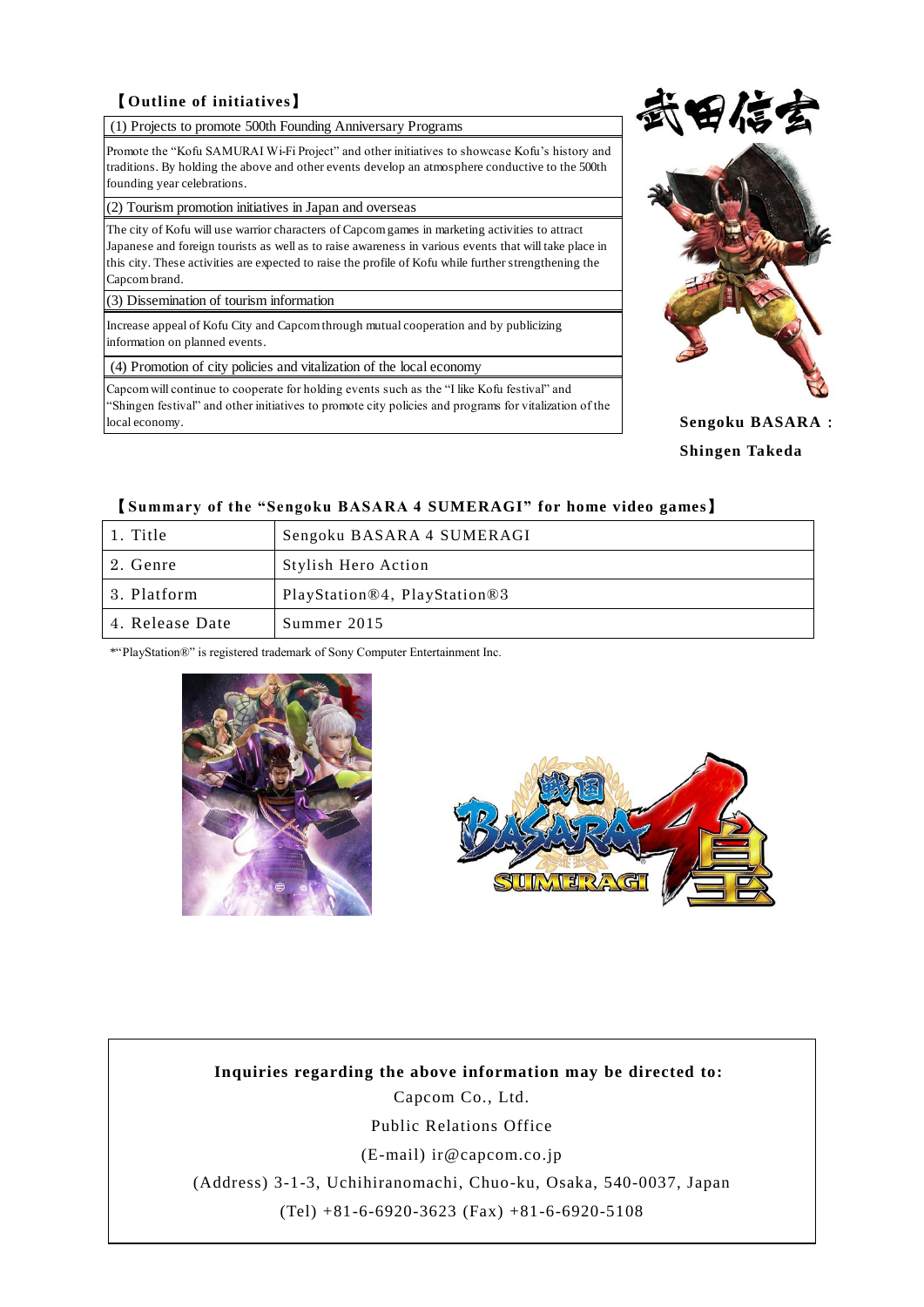## 【Outline of initiatives】

| |
|---|
| (1) Projects to promote 500th Founding Anniversary Programs |
| Promote the "Kofu SAMURAI Wi-Fi Project" and other initiatives to showcase Kofu's history and traditions. By holding the above and other events develop an atmosphere conductive to the 500th founding year celebrations. |
| (2) Tourism promotion initiatives in Japan and overseas |
| The city of Kofu will use warrior characters of Capcom games in marketing activities to attract Japanese and foreign tourists as well as to raise awareness in various events that will take place in this city. These activities are expected to raise the profile of Kofu while further strengthening the Capcom brand. |
| (3) Dissemination of tourism information |
| Increase appeal of Kofu City and Capcom through mutual cooperation and by publicizing information on planned events. |
| (4) Promotion of city policies and vitalization of the local economy |
| Capcom will continue to cooperate for holding events such as the "I like Kofu festival" and "Shingen festival" and other initiatives to promote city policies and programs for vitalization of the local economy. |

武田信玄

**Sengoku BASARA : Shingen Takeda**

## 【Summary of the "Sengoku BASARA 4 SUMERAGI" for home video games】

| | |
|---|---|
| 1. Title | Sengoku BASARA 4 SUMERAGI |
| 2. Genre | Stylish Hero Action |
| 3. Platform | PlayStation®4, PlayStation®3 |
| 4. Release Date | Summer 2015 |

*"PlayStation®" is registered trademark of Sony Computer Entertainment Inc.

**Inquiries regarding the above information may be directed to:**

Capcom Co., Ltd.

Public Relations Office

(E-mail) ir@capcom.co.jp

(Address) 3-1-3, Uchihiranomachi, Chuo-ku, Osaka, 540-0037, Japan

(Tel) +81-6-6920-3623 (Fax) +81-6-6920-5108